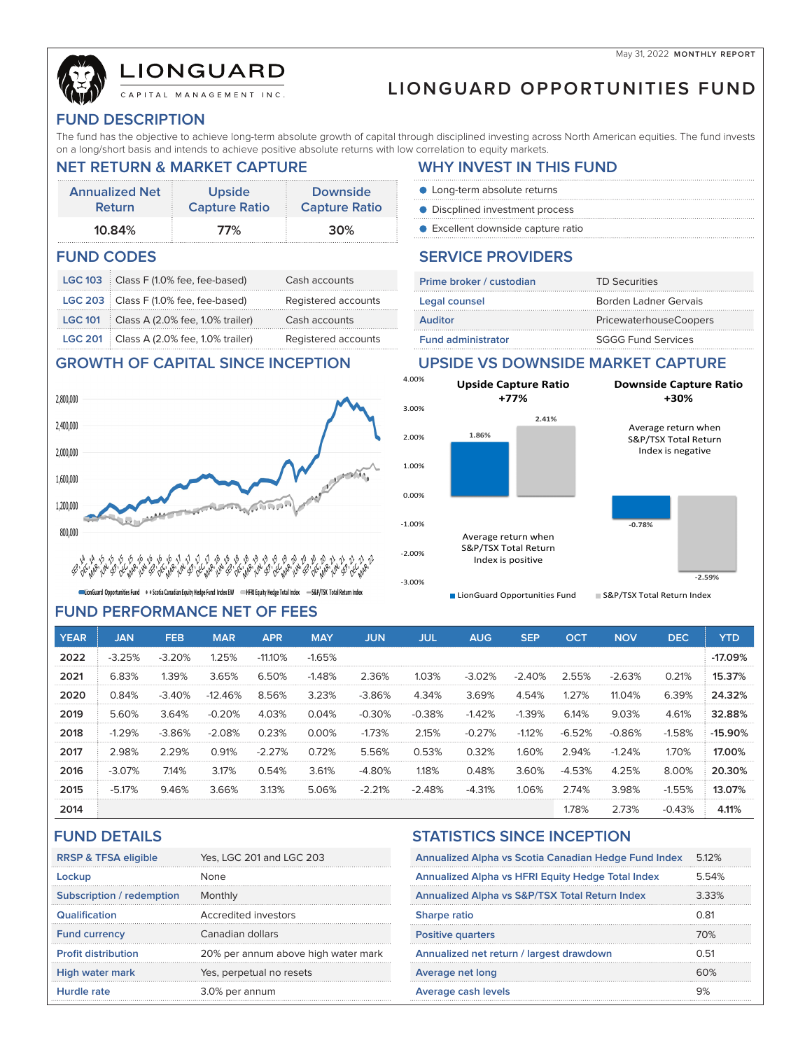May 31, 2022 **MONTHLY REPORT**

**LIONGUARD**
CAPITAL MANAGEMENT INC.

# LIONGUARD OPPORTUNITIES FUND

## FUND DESCRIPTION

The fund has the objective to achieve long-term absolute growth of capital through disciplined investing across North American equities. The fund invests on a long/short basis and intends to achieve positive absolute returns with low correlation to equity markets.

## NET RETURN & MARKET CAPTURE

| Annualized Net Return | Upside Capture Ratio | Downside Capture Ratio |
|---|---|---|
| 10.84% | 77% | 30% |

## WHY INVEST IN THIS FUND

- Long-term absolute returns
- Discplined investment process
- Excellent downside capture ratio

## FUND CODES

| | | |
|---|---|---|
| LGC 103 | Class F (1.0% fee, fee-based) | Cash accounts |
| LGC 203 | Class F (1.0% fee, fee-based) | Registered accounts |
| LGC 101 | Class A (2.0% fee, 1.0% trailer) | Cash accounts |
| LGC 201 | Class A (2.0% fee, 1.0% trailer) | Registered accounts |

## SERVICE PROVIDERS

| | |
|---|---|
| Prime broker / custodian | TD Securities |
| Legal counsel | Borden Ladner Gervais |
| Auditor | PricewaterhouseCoopers |
| Fund administrator | SGGG Fund Services |

## GROWTH OF CAPITAL SINCE INCEPTION

LionGuard Opportunities Fund · Scotia Canadian Equity Hedge Fund Index EW · HFRI Equity Hedge Total Index · S&P/TSX Total Return Index

## UPSIDE VS DOWNSIDE MARKET CAPTURE

| | LionGuard Opportunities Fund | S&P/TSX Total Return Index |
|---|---|---|
| **Upside Capture Ratio +77%** — Average return when S&P/TSX Total Return Index is positive | 1.86% | 2.41% |
| **Downside Capture Ratio +30%** — Average return when S&P/TSX Total Return Index is negative | -0.78% | -2.59% |

## FUND PERFORMANCE NET OF FEES

| YEAR | JAN | FEB | MAR | APR | MAY | JUN | JUL | AUG | SEP | OCT | NOV | DEC | YTD |
|---|---|---|---|---|---|---|---|---|---|---|---|---|---|
| 2022 | -3.25% | -3.20% | 1.25% | -11.10% | -1.65% | | | | | | | | -17.09% |
| 2021 | 6.83% | 1.39% | 3.65% | 6.50% | -1.48% | 2.36% | 1.03% | -3.02% | -2.40% | 2.55% | -2.63% | 0.21% | 15.37% |
| 2020 | 0.84% | -3.40% | -12.46% | 8.56% | 3.23% | -3.86% | 4.34% | 3.69% | 4.54% | 1.27% | 11.04% | 6.39% | 24.32% |
| 2019 | 5.60% | 3.64% | -0.20% | 4.03% | 0.04% | -0.30% | -0.38% | -1.42% | -1.39% | 6.14% | 9.03% | 4.61% | 32.88% |
| 2018 | -1.29% | -3.86% | -2.08% | 0.23% | 0.00% | -1.73% | 2.15% | -0.27% | -1.12% | -6.52% | -0.86% | -1.58% | -15.90% |
| 2017 | 2.98% | 2.29% | 0.91% | -2.27% | 0.72% | 5.56% | 0.53% | 0.32% | 1.60% | 2.94% | -1.24% | 1.70% | 17.00% |
| 2016 | -3.07% | 7.14% | 3.17% | 0.54% | 3.61% | -4.80% | 1.18% | 0.48% | 3.60% | -4.53% | 4.25% | 8.00% | 20.30% |
| 2015 | -5.17% | 9.46% | 3.66% | 3.13% | 5.06% | -2.21% | -2.48% | -4.31% | 1.06% | 2.74% | 3.98% | -1.55% | 13.07% |
| 2014 | | | | | | | | | | 1.78% | 2.73% | -0.43% | 4.11% |

## FUND DETAILS

| | |
|---|---|
| RRSP & TFSA eligible | Yes, LGC 201 and LGC 203 |
| Lockup | None |
| Subscription / redemption | Monthly |
| Qualification | Accredited investors |
| Fund currency | Canadian dollars |
| Profit distribution | 20% per annum above high water mark |
| High water mark | Yes, perpetual no resets |
| Hurdle rate | 3.0% per annum |

## STATISTICS SINCE INCEPTION

| | |
|---|---|
| Annualized Alpha vs Scotia Canadian Hedge Fund Index | 5.12% |
| Annualized Alpha vs HFRI Equity Hedge Total Index | 5.54% |
| Annualized Alpha vs S&P/TSX Total Return Index | 3.33% |
| Sharpe ratio | 0.81 |
| Positive quarters | 70% |
| Annualized net return / largest drawdown | 0.51 |
| Average net long | 60% |
| Average cash levels | 9% |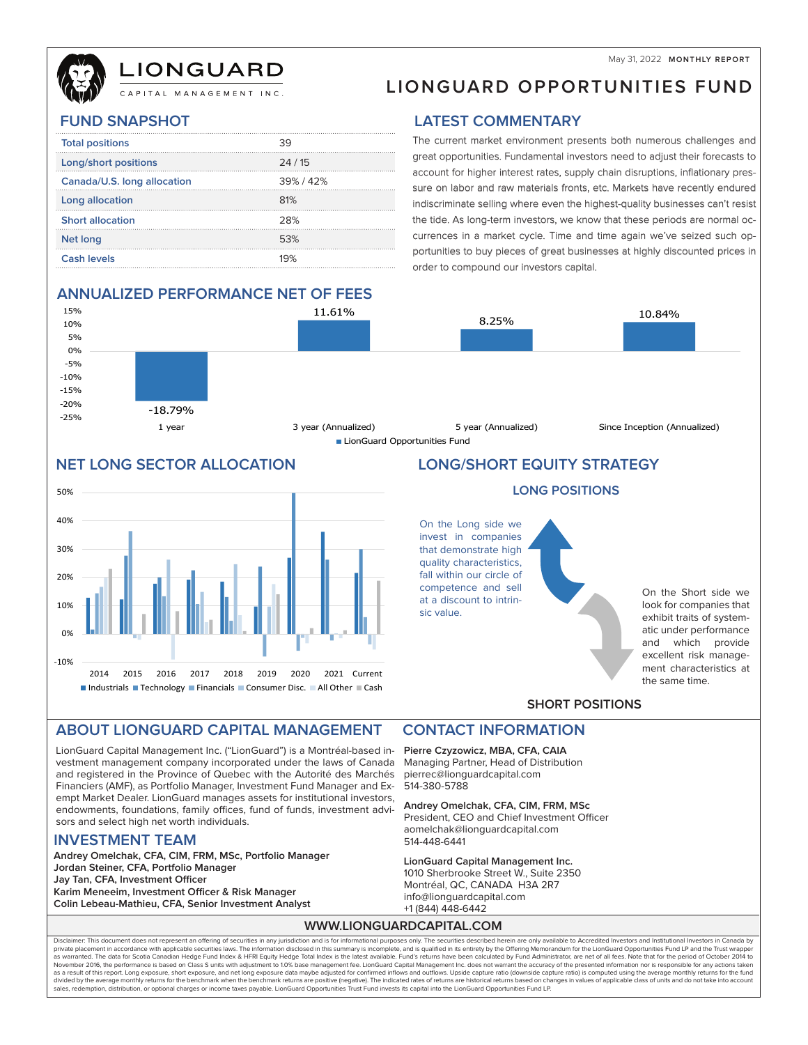May 31, 2022 **MONTHLY REPORT**

**LIONGUARD**
CAPITAL MANAGEMENT INC.

# LIONGUARD OPPORTUNITIES FUND

## FUND SNAPSHOT

| | |
|---|---|
| Total positions | 39 |
| Long/short positions | 24 / 15 |
| Canada/U.S. long allocation | 39% / 42% |
| Long allocation | 81% |
| Short allocation | 28% |
| Net long | 53% |
| Cash levels | 19% |

## LATEST COMMENTARY

The current market environment presents both numerous challenges and great opportunities. Fundamental investors need to adjust their forecasts to account for higher interest rates, supply chain disruptions, inflationary pressure on labor and raw materials fronts, etc. Markets have recently endured indiscriminate selling where even the highest-quality businesses can't resist the tide. As long-term investors, we know that these periods are normal occurrences in a market cycle. Time and time again we've seized such opportunities to buy pieces of great businesses at highly discounted prices in order to compound our investors capital.

## ANNUALIZED PERFORMANCE NET OF FEES

15%
10%
5%
0%
-5%
-10%
-15%
-20%
-25%

1 year: -18.79%
3 year (Annualized): 11.61%
5 year (Annualized): 8.25%
Since Inception (Annualized): 10.84%

LionGuard Opportunities Fund

## NET LONG SECTOR ALLOCATION

50%
40%
30%
20%
10%
0%
-10%

2014 2015 2016 2017 2018 2019 2020 2021 Current

Industrials, Technology, Financials, Consumer Disc., All Other, Cash

## LONG/SHORT EQUITY STRATEGY

### LONG POSITIONS

On the Long side we invest in companies that demonstrate high quality characteristics, fall within our circle of competence and sell at a discount to intrinsic value.

On the Short side we look for companies that exhibit traits of systematic under performance and which provide excellent risk management characteristics at the same time.

### SHORT POSITIONS

## ABOUT LIONGUARD CAPITAL MANAGEMENT

LionGuard Capital Management Inc. ("LionGuard") is a Montréal-based investment management company incorporated under the laws of Canada and registered in the Province of Quebec with the Autorité des Marchés Financiers (AMF), as Portfolio Manager, Investment Fund Manager and Exempt Market Dealer. LionGuard manages assets for institutional investors, endowments, foundations, family offices, fund of funds, investment advisors and select high net worth individuals.

## INVESTMENT TEAM

**Andrey Omelchak, CFA, CIM, FRM, MSc, Portfolio Manager**
**Jordan Steiner, CFA, Portfolio Manager**
**Jay Tan, CFA, Investment Officer**
**Karim Meneeim, Investment Officer & Risk Manager**
**Colin Lebeau-Mathieu, CFA, Senior Investment Analyst**

## CONTACT INFORMATION

**Pierre Czyzowicz, MBA, CFA, CAIA**
Managing Partner, Head of Distribution
pierrec@lionguardcapital.com
514-380-5788

**Andrey Omelchak, CFA, CIM, FRM, MSc**
President, CEO and Chief Investment Officer
aomelchak@lionguardcapital.com
514-448-6441

**LionGuard Capital Management Inc.**
1010 Sherbrooke Street W., Suite 2350
Montréal, QC, CANADA H3A 2R7
info@lionguardcapital.com
+1 (844) 448-6442

**WWW.LIONGUARDCAPITAL.COM**

Disclaimer: This document does not represent an offering of securities in any jurisdiction and is for informational purposes only. The securities described herein are only available to Accredited Investors and Institutional Investors in Canada by private placement in accordance with applicable securities laws. The information disclosed in this summary is incomplete, and is qualified in its entirety by the Offering Memorandum for the LionGuard Opportunities Fund LP and the Trust wrapper as warranted. The data for Scotia Canadian Hedge Fund Index & HFRI Equity Hedge Total Index is the latest available. Fund's returns have been calculated by Fund Administrator, are net of all fees. Note that for the period of October 2014 to November 2016, the performance is based on Class S units with adjustment to 1.0% base management fee. LionGuard Capital Management Inc. does not warrant the accuracy of the presented information nor is responsible for any actions taken as a result of this report. Long exposure, short exposure, and net long exposure data maybe adjusted for confirmed inflows and outflows. Upside capture ratio (downside capture ratio) is computed using the average monthly returns for the fund divided by the average monthly returns for the benchmark when the benchmark returns are positive (negative). The indicated rates of returns are historical returns based on changes in values of applicable class of units and do not take into account sales, redemption, distribution, or optional charges or income taxes payable. LionGuard Opportunities Trust Fund invests its capital into the LionGuard Opportunities Fund LP.